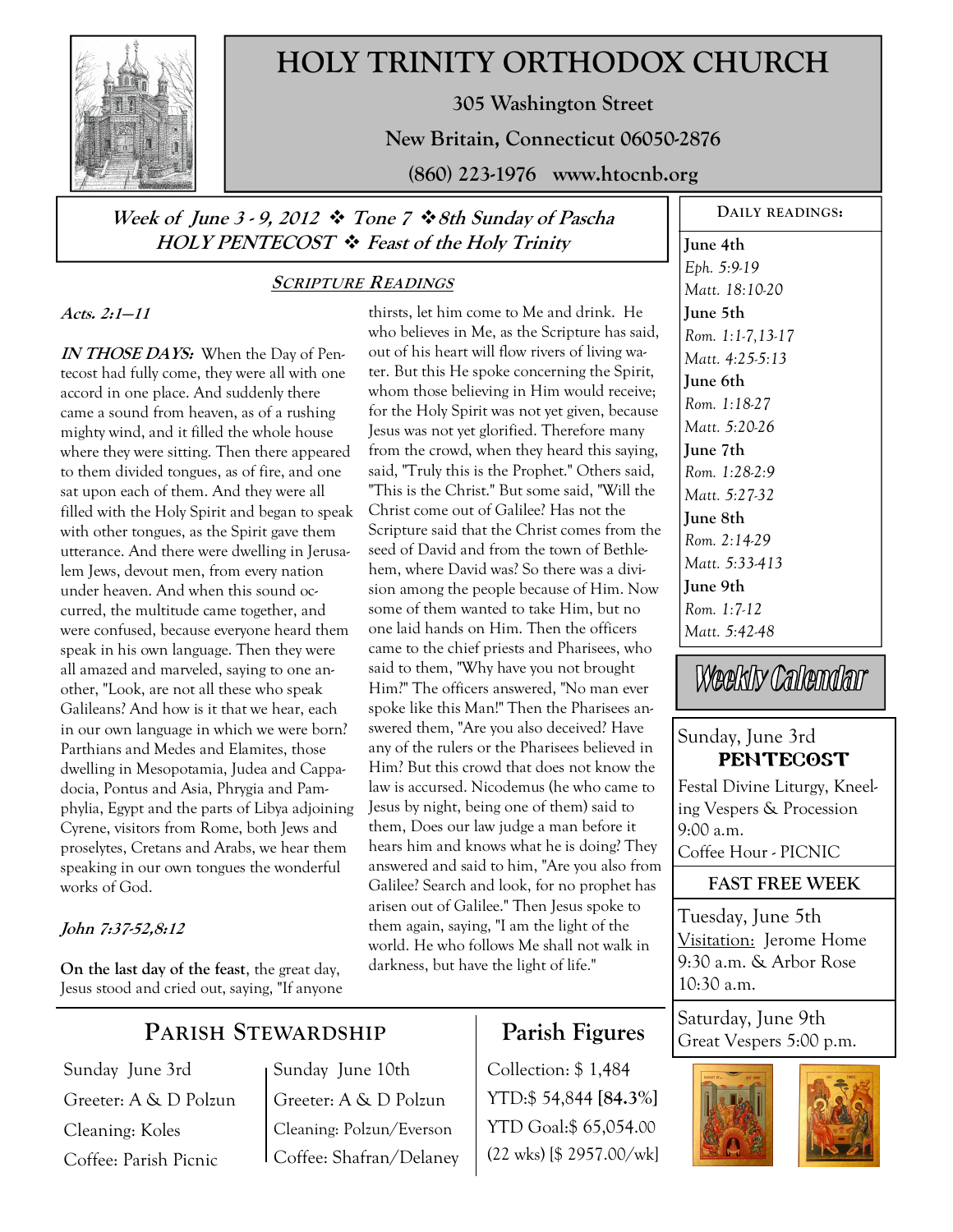# HOLY TRINITY ORTHODOX CHURCH

**305 Washington Street**

**New Britain, Connecticut 06050-2876**

**(860) 223-1976 www.htocnb.org**

***Week of June 3 - 9, 2012 ❖ Tone 7 ❖ 8th Sunday of Pascha***
***HOLY PENTECOST ❖ Feast of the Holy Trinity***

## *Scripture Readings*

***Acts. 2:1—11***

***IN THOSE DAYS:*** When the Day of Pentecost had fully come, they were all with one accord in one place. And suddenly there came a sound from heaven, as of a rushing mighty wind, and it filled the whole house where they were sitting. Then there appeared to them divided tongues, as of fire, and one sat upon each of them. And they were all filled with the Holy Spirit and began to speak with other tongues, as the Spirit gave them utterance. And there were dwelling in Jerusalem Jews, devout men, from every nation under heaven. And when this sound occurred, the multitude came together, and were confused, because everyone heard them speak in his own language. Then they were all amazed and marveled, saying to one another, "Look, are not all these who speak Galileans? And how is it that we hear, each in our own language in which we were born? Parthians and Medes and Elamites, those dwelling in Mesopotamia, Judea and Cappadocia, Pontus and Asia, Phrygia and Pamphylia, Egypt and the parts of Libya adjoining Cyrene, visitors from Rome, both Jews and proselytes, Cretans and Arabs, we hear them speaking in our own tongues the wonderful works of God.

***John 7:37-52,8:12***

**On the last day of the feast**, the great day, Jesus stood and cried out, saying, "If anyone thirsts, let him come to Me and drink. He who believes in Me, as the Scripture has said, out of his heart will flow rivers of living water. But this He spoke concerning the Spirit, whom those believing in Him would receive; for the Holy Spirit was not yet given, because Jesus was not yet glorified. Therefore many from the crowd, when they heard this saying, said, "Truly this is the Prophet." Others said, "This is the Christ." But some said, "Will the Christ come out of Galilee? Has not the Scripture said that the Christ comes from the seed of David and from the town of Bethlehem, where David was? So there was a division among the people because of Him. Now some of them wanted to take Him, but no one laid hands on Him. Then the officers came to the chief priests and Pharisees, who said to them, "Why have you not brought Him?" The officers answered, "No man ever spoke like this Man!" Then the Pharisees answered them, "Are you also deceived? Have any of the rulers or the Pharisees believed in Him? But this crowd that does not know the law is accursed. Nicodemus (he who came to Jesus by night, being one of them) said to them, Does our law judge a man before it hears him and knows what he is doing? They answered and said to him, "Are you also from Galilee? Search and look, for no prophet has arisen out of Galilee." Then Jesus spoke to them again, saying, "I am the light of the world. He who follows Me shall not walk in darkness, but have the light of life."

## Parish Stewardship

| Sunday June 3rd | Sunday June 10th |
|---|---|
| Greeter: A & D Polzun | Greeter: A & D Polzun |
| Cleaning: Koles | Cleaning: Polzun/Everson |
| Coffee: Parish Picnic | Coffee: Shafran/Delaney |

## Parish Figures

Collection: $ 1,484

YTD:$ 54,844 **[84.3%]**

YTD Goal:$ 65,054.00

(22 wks) [$ 2957.00/wk]

### Daily Readings:

**June 4th**
*Eph. 5:9-19*
*Matt. 18:10-20*

**June 5th**
*Rom. 1:1-7,13-17*
*Matt. 4:25-5:13*

**June 6th**
*Rom. 1:18-27*
*Matt. 5:20-26*

**June 7th**
*Rom. 1:28-2:9*
*Matt. 5:27-32*

**June 8th**
*Rom. 2:14-29*
*Matt. 5:33-413*

**June 9th**
*Rom. 1:7-12*
*Matt. 5:42-48*

## Weekly Calendar

Sunday, June 3rd
**PENTECOST**
Festal Divine Liturgy, Kneeling Vespers & Procession 9:00 a.m.
Coffee Hour - PICNIC

**FAST FREE WEEK**

Tuesday, June 5th
Visitation: Jerome Home 9:30 a.m. & Arbor Rose 10:30 a.m.

Saturday, June 9th
Great Vespers 5:00 p.m.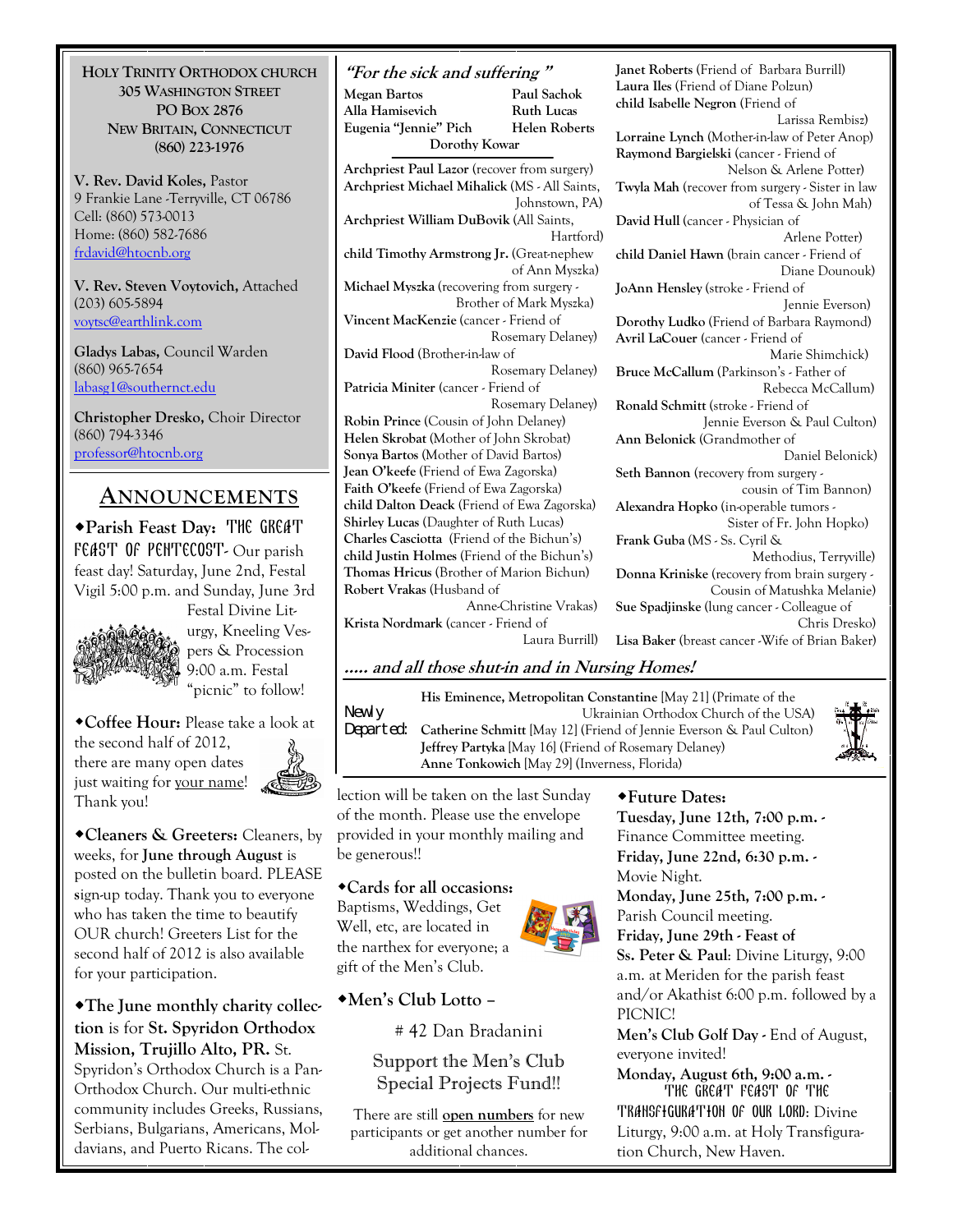**HOLY TRINITY ORTHODOX CHURCH**
**305 WASHINGTON STREET**
**PO BOX 2876**
**NEW BRITAIN, CONNECTICUT**
**(860) 223-1976**

**V. Rev. David Koles,** Pastor
9 Frankie Lane -Terryville, CT 06786
Cell: (860) 573-0013
Home: (860) 582-7686
frdavid@htocnb.org

**V. Rev. Steven Voytovich,** Attached
(203) 605-5894
voytsc@earthlink.com

**Gladys Labas,** Council Warden
(860) 965-7654
labasg1@southernct.edu

**Christopher Dresko,** Choir Director
(860) 794-3346
professor@htocnb.org

## ANNOUNCEMENTS

◆**Parish Feast Day:** THE GREAT FEAST OF PENTECOST- Our parish feast day! Saturday, June 2nd, Festal Vigil 5:00 p.m. and Sunday, June 3rd Festal Divine Liturgy, Kneeling Vespers & Procession 9:00 a.m. Festal "picnic" to follow!

◆**Coffee Hour:** Please take a look at the second half of 2012, there are many open dates just waiting for your name! Thank you!

◆**Cleaners & Greeters:** Cleaners, by weeks, for **June through August** is posted on the bulletin board. PLEASE sign-up today. Thank you to everyone who has taken the time to beautify OUR church! Greeters List for the second half of 2012 is also available for your participation.

◆**The June monthly charity collection** is for **St. Spyridon Orthodox Mission, Trujillo Alto, PR.** St. Spyridon's Orthodox Church is a Pan-Orthodox Church. Our multi-ethnic community includes Greeks, Russians, Serbians, Bulgarians, Americans, Moldavians, and Puerto Ricans. The collection will be taken on the last Sunday of the month. Please use the envelope provided in your monthly mailing and be generous!!

◆**Cards for all occasions:** Baptisms, Weddings, Get Well, etc, are located in the narthex for everyone; a gift of the Men's Club.

◆**Men's Club Lotto –**

# 42 Dan Bradanini

Support the Men's Club Special Projects Fund!!

There are still open numbers for new participants or get another number for additional chances.

◆**Future Dates:**

**Tuesday, June 12th, 7:00 p.m. -** Finance Committee meeting.

**Friday, June 22nd, 6:30 p.m. -** Movie Night.

**Monday, June 25th, 7:00 p.m. -** Parish Council meeting.

**Friday, June 29th - Feast of Ss. Peter & Paul**: Divine Liturgy, 9:00 a.m. at Meriden for the parish feast and/or Akathist 6:00 p.m. followed by a PICNIC!

**Men's Club Golf Day -** End of August, everyone invited!

**Monday, August 6th, 9:00 a.m. -** THE GREAT FEAST OF THE TRANSFIGURATION OF OUR LORD: Divine Liturgy, 9:00 a.m. at Holy Transfiguration Church, New Haven.

## *"For the sick and suffering"*

**Megan Bartos**
**Paul Sachok**
**Alla Hamisevich**
**Ruth Lucas**
**Eugenia "Jennie" Pich**
**Helen Roberts**
**Dorothy Kowar**

**Archpriest Paul Lazor** (recover from surgery)
**Archpriest Michael Mihalick** (MS - All Saints, Johnstown, PA)
**Archpriest William DuBovik** (All Saints, Hartford)
**child Timothy Armstrong Jr.** (Great-nephew of Ann Myszka)
**Michael Myszka** (recovering from surgery - Brother of Mark Myszka)
**Vincent MacKenzie** (cancer - Friend of Rosemary Delaney)
**David Flood** (Brother-in-law of Rosemary Delaney)
**Patricia Miniter** (cancer - Friend of Rosemary Delaney)
**Robin Prince** (Cousin of John Delaney)
**Helen Skrobat** (Mother of John Skrobat)
**Sonya Bartos** (Mother of David Bartos)
**Jean O'keefe** (Friend of Ewa Zagorska)
**Faith O'keefe** (Friend of Ewa Zagorska)
**child Dalton Deack** (Friend of Ewa Zagorska)
**Shirley Lucas** (Daughter of Ruth Lucas)
**Charles Casciotta** (Friend of the Bichun's)
**child Justin Holmes** (Friend of the Bichun's)
**Thomas Hricus** (Brother of Marion Bichun)
**Robert Vrakas** (Husband of Anne-Christine Vrakas)
**Krista Nordmark** (cancer - Friend of Laura Burrill)
**Janet Roberts** (Friend of Barbara Burrill)
**Laura Iles** (Friend of Diane Polzun)
**child Isabelle Negron** (Friend of Larissa Rembisz)
**Lorraine Lynch** (Mother-in-law of Peter Anop)
**Raymond Bargielski** (cancer - Friend of Nelson & Arlene Potter)
**Twyla Mah** (recover from surgery - Sister in law of Tessa & John Mah)
**David Hull** (cancer - Physician of Arlene Potter)
**child Daniel Hawn** (brain cancer - Friend of Diane Dounouk)
**JoAnn Hensley** (stroke - Friend of Jennie Everson)
**Dorothy Ludko** (Friend of Barbara Raymond)
**Avril LaCouer** (cancer - Friend of Marie Shimchick)
**Bruce McCallum** (Parkinson's - Father of Rebecca McCallum)
**Ronald Schmitt** (stroke - Friend of Jennie Everson & Paul Culton)
**Ann Belonick** (Grandmother of Daniel Belonick)
**Seth Bannon** (recovery from surgery - cousin of Tim Bannon)
**Alexandra Hopko** (in-operable tumors - Sister of Fr. John Hopko)
**Frank Guba** (MS - Ss. Cyril & Methodius, Terryville)
**Donna Kriniske** (recovery from brain surgery - Cousin of Matushka Melanie)
**Sue Spadjinske** (lung cancer - Colleague of Chris Dresko)
**Lisa Baker** (breast cancer -Wife of Brian Baker)

***..... and all those shut-in and in Nursing Homes!***

**Newly Departed:**
**His Eminence, Metropolitan Constantine** [May 21] (Primate of the Ukrainian Orthodox Church of the USA)
**Catherine Schmitt** [May 12] (Friend of Jennie Everson & Paul Culton)
**Jeffrey Partyka** [May 16] (Friend of Rosemary Delaney)
**Anne Tonkowich** [May 29] (Inverness, Florida)